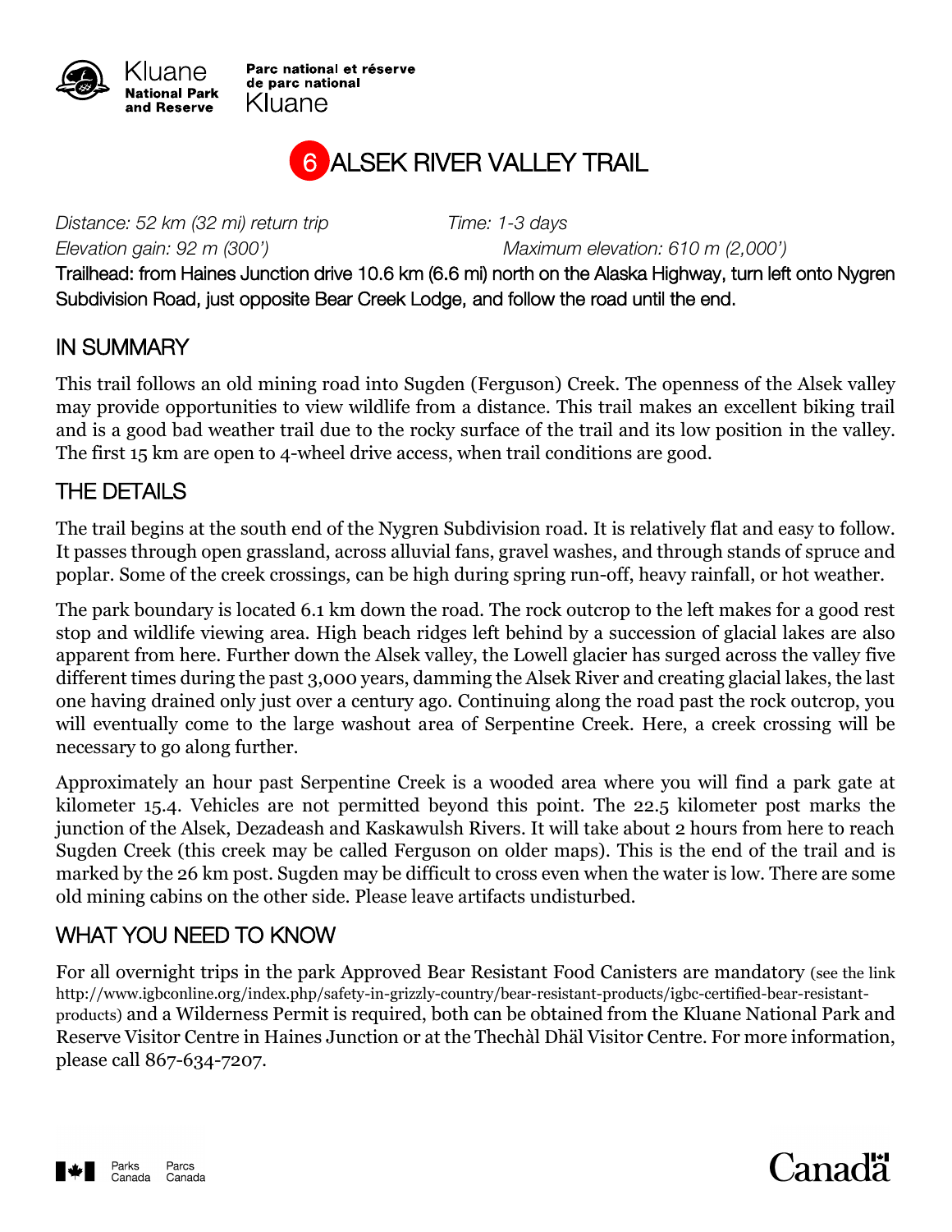Kluane National Park and Reserve

Parc national et réserve de parc national Kluane

# 6 ALSEK RIVER VALLEY TRAIL

*Distance: 52 km (32 mi) return trip* *Time: 1-3 days*

*Elevation gain: 92 m (300')* *Maximum elevation: 610 m (2,000')*

Trailhead: from Haines Junction drive 10.6 km (6.6 mi) north on the Alaska Highway, turn left onto Nygren Subdivision Road, just opposite Bear Creek Lodge, and follow the road until the end.

## IN SUMMARY

This trail follows an old mining road into Sugden (Ferguson) Creek. The openness of the Alsek valley may provide opportunities to view wildlife from a distance. This trail makes an excellent biking trail and is a good bad weather trail due to the rocky surface of the trail and its low position in the valley. The first 15 km are open to 4-wheel drive access, when trail conditions are good.

## THE DETAILS

The trail begins at the south end of the Nygren Subdivision road. It is relatively flat and easy to follow. It passes through open grassland, across alluvial fans, gravel washes, and through stands of spruce and poplar. Some of the creek crossings, can be high during spring run-off, heavy rainfall, or hot weather.

The park boundary is located 6.1 km down the road. The rock outcrop to the left makes for a good rest stop and wildlife viewing area. High beach ridges left behind by a succession of glacial lakes are also apparent from here. Further down the Alsek valley, the Lowell glacier has surged across the valley five different times during the past 3,000 years, damming the Alsek River and creating glacial lakes, the last one having drained only just over a century ago. Continuing along the road past the rock outcrop, you will eventually come to the large washout area of Serpentine Creek. Here, a creek crossing will be necessary to go along further.

Approximately an hour past Serpentine Creek is a wooded area where you will find a park gate at kilometer 15.4. Vehicles are not permitted beyond this point. The 22.5 kilometer post marks the junction of the Alsek, Dezadeash and Kaskawulsh Rivers. It will take about 2 hours from here to reach Sugden Creek (this creek may be called Ferguson on older maps). This is the end of the trail and is marked by the 26 km post. Sugden may be difficult to cross even when the water is low. There are some old mining cabins on the other side. Please leave artifacts undisturbed.

## WHAT YOU NEED TO KNOW

For all overnight trips in the park Approved Bear Resistant Food Canisters are mandatory (see the link http://www.igbconline.org/index.php/safety-in-grizzly-country/bear-resistant-products/igbc-certified-bear-resistant-products) and a Wilderness Permit is required, both can be obtained from the Kluane National Park and Reserve Visitor Centre in Haines Junction or at the Thechàl Dhäl Visitor Centre. For more information, please call 867-634-7207.

Parks Canada Parcs Canada

Canada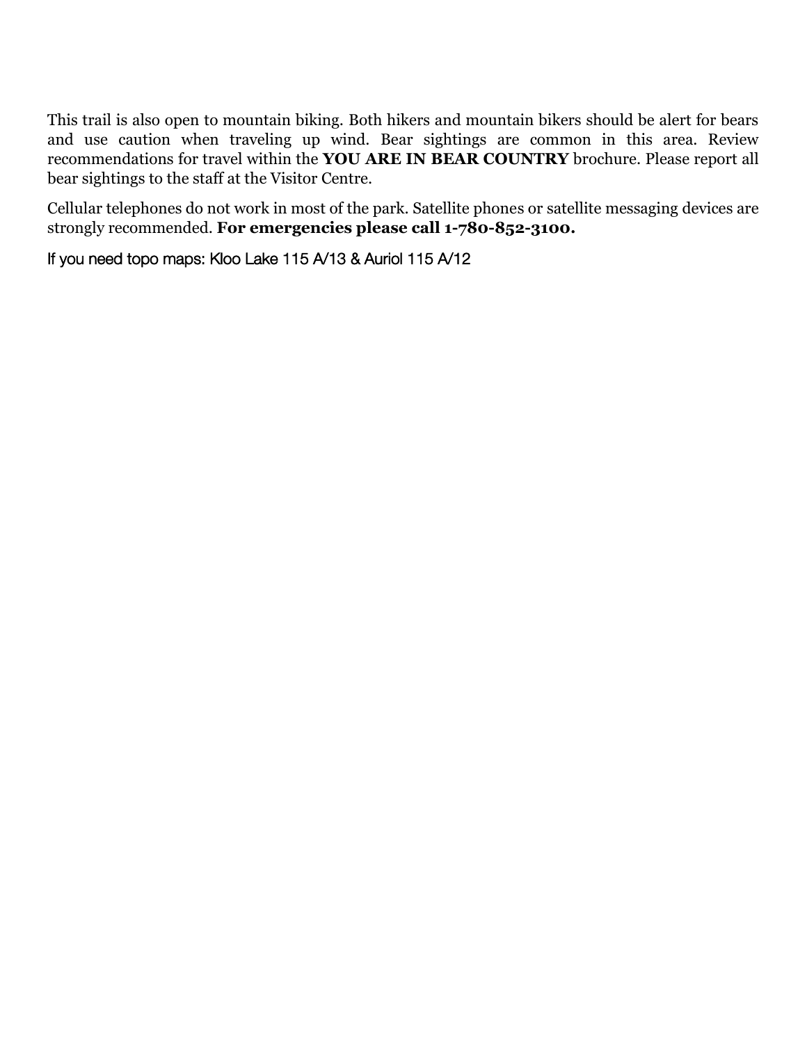This trail is also open to mountain biking. Both hikers and mountain bikers should be alert for bears and use caution when traveling up wind. Bear sightings are common in this area. Review recommendations for travel within the **YOU ARE IN BEAR COUNTRY** brochure. Please report all bear sightings to the staff at the Visitor Centre.

Cellular telephones do not work in most of the park. Satellite phones or satellite messaging devices are strongly recommended. **For emergencies please call 1-780-852-3100.**

If you need topo maps: Kloo Lake 115 A/13 & Auriol 115 A/12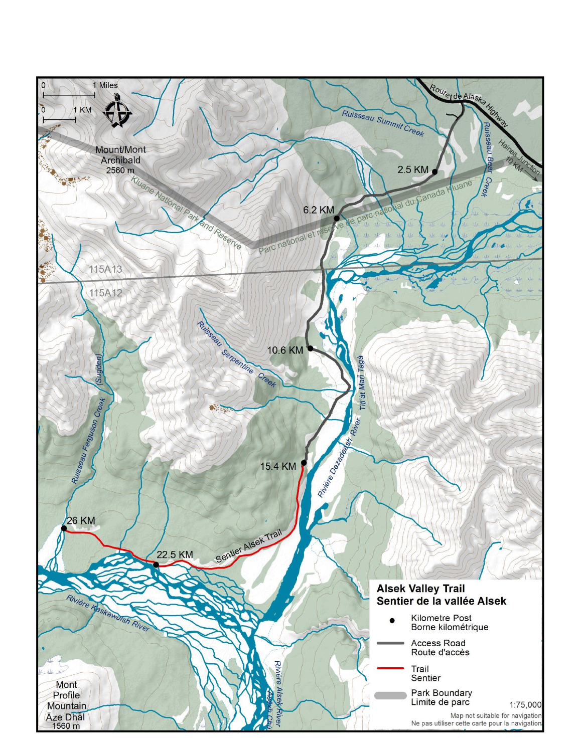0 1 Miles

0 1 KM

Mount/Mont Archibald 2560 m

Kluane National Park and Reserve

Parc national et réserve de parc national du Canada Kluane

Route de Alaska Highway

Haines Junction 10 KM

Ruisseau Summit Creek

Ruisseau Bear Creek

2.5 KM

6.2 KM

115A13

115A12

10.6 KM

Ruisseau Serpentine Creek

Tíl'at Mań Tágą

Rivière Dezadeash River

15.4 KM

Ruisseau Ferguson Creek (Sugden)

26 KM

22.5 KM

Sentier Alsek Trail

Rivière Kaskawulsh River

Rivière Alsek River

Mont Profile Mountain Äze Dhäl 1560 m

**Alsek Valley Trail**
**Sentier de la vallée Alsek**

Kilometre Post / Borne kilométrique

Access Road / Route d'accès

Trail / Sentier

Park Boundary / Limite de parc

1:75,000

Map not suitable for navigation
Ne pas utiliser cette carte pour la navigation